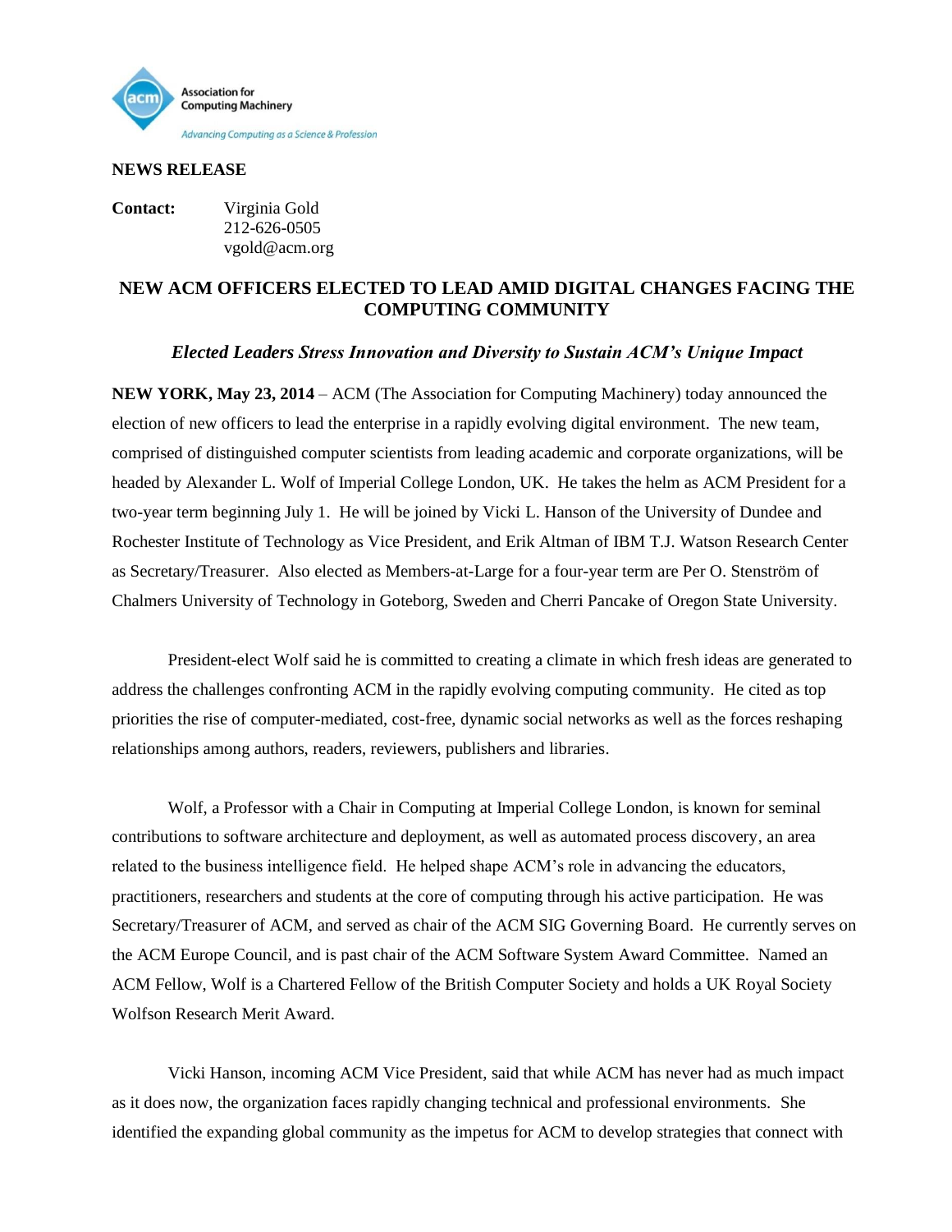Association for Computing Machinery

*Advancing Computing as a Science & Profession*

**NEWS RELEASE**

**Contact:** Virginia Gold
212-626-0505
vgold@acm.org

## NEW ACM OFFICERS ELECTED TO LEAD AMID DIGITAL CHANGES FACING THE COMPUTING COMMUNITY

### *Elected Leaders Stress Innovation and Diversity to Sustain ACM's Unique Impact*

**NEW YORK, May 23, 2014** – ACM (The Association for Computing Machinery) today announced the election of new officers to lead the enterprise in a rapidly evolving digital environment. The new team, comprised of distinguished computer scientists from leading academic and corporate organizations, will be headed by Alexander L. Wolf of Imperial College London, UK. He takes the helm as ACM President for a two-year term beginning July 1. He will be joined by Vicki L. Hanson of the University of Dundee and Rochester Institute of Technology as Vice President, and Erik Altman of IBM T.J. Watson Research Center as Secretary/Treasurer. Also elected as Members-at-Large for a four-year term are Per O. Stenström of Chalmers University of Technology in Goteborg, Sweden and Cherri Pancake of Oregon State University.

President-elect Wolf said he is committed to creating a climate in which fresh ideas are generated to address the challenges confronting ACM in the rapidly evolving computing community. He cited as top priorities the rise of computer-mediated, cost-free, dynamic social networks as well as the forces reshaping relationships among authors, readers, reviewers, publishers and libraries.

Wolf, a Professor with a Chair in Computing at Imperial College London, is known for seminal contributions to software architecture and deployment, as well as automated process discovery, an area related to the business intelligence field. He helped shape ACM's role in advancing the educators, practitioners, researchers and students at the core of computing through his active participation. He was Secretary/Treasurer of ACM, and served as chair of the ACM SIG Governing Board. He currently serves on the ACM Europe Council, and is past chair of the ACM Software System Award Committee. Named an ACM Fellow, Wolf is a Chartered Fellow of the British Computer Society and holds a UK Royal Society Wolfson Research Merit Award.

Vicki Hanson, incoming ACM Vice President, said that while ACM has never had as much impact as it does now, the organization faces rapidly changing technical and professional environments. She identified the expanding global community as the impetus for ACM to develop strategies that connect with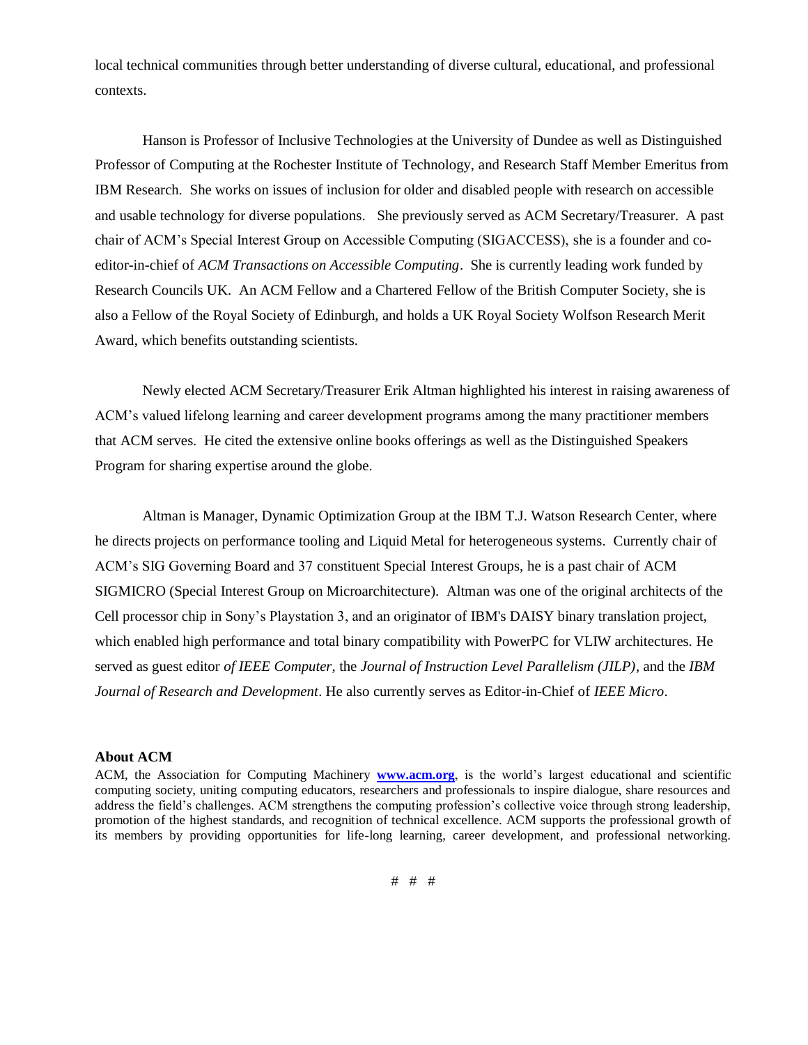local technical communities through better understanding of diverse cultural, educational, and professional contexts.

Hanson is Professor of Inclusive Technologies at the University of Dundee as well as Distinguished Professor of Computing at the Rochester Institute of Technology, and Research Staff Member Emeritus from IBM Research. She works on issues of inclusion for older and disabled people with research on accessible and usable technology for diverse populations. She previously served as ACM Secretary/Treasurer. A past chair of ACM's Special Interest Group on Accessible Computing (SIGACCESS), she is a founder and co-editor-in-chief of *ACM Transactions on Accessible Computing*. She is currently leading work funded by Research Councils UK. An ACM Fellow and a Chartered Fellow of the British Computer Society, she is also a Fellow of the Royal Society of Edinburgh, and holds a UK Royal Society Wolfson Research Merit Award, which benefits outstanding scientists.

Newly elected ACM Secretary/Treasurer Erik Altman highlighted his interest in raising awareness of ACM's valued lifelong learning and career development programs among the many practitioner members that ACM serves. He cited the extensive online books offerings as well as the Distinguished Speakers Program for sharing expertise around the globe.

Altman is Manager, Dynamic Optimization Group at the IBM T.J. Watson Research Center, where he directs projects on performance tooling and Liquid Metal for heterogeneous systems. Currently chair of ACM's SIG Governing Board and 37 constituent Special Interest Groups, he is a past chair of ACM SIGMICRO (Special Interest Group on Microarchitecture). Altman was one of the original architects of the Cell processor chip in Sony's Playstation 3, and an originator of IBM's DAISY binary translation project, which enabled high performance and total binary compatibility with PowerPC for VLIW architectures. He served as guest editor *of IEEE Computer*, the *Journal of Instruction Level Parallelism (JILP)*, and the *IBM Journal of Research and Development*. He also currently serves as Editor-in-Chief of *IEEE Micro*.

**About ACM**

ACM, the Association for Computing Machinery **[www.acm.org](http://www.acm.org)**, is the world's largest educational and scientific computing society, uniting computing educators, researchers and professionals to inspire dialogue, share resources and address the field's challenges. ACM strengthens the computing profession's collective voice through strong leadership, promotion of the highest standards, and recognition of technical excellence. ACM supports the professional growth of its members by providing opportunities for life-long learning, career development, and professional networking.

# # #